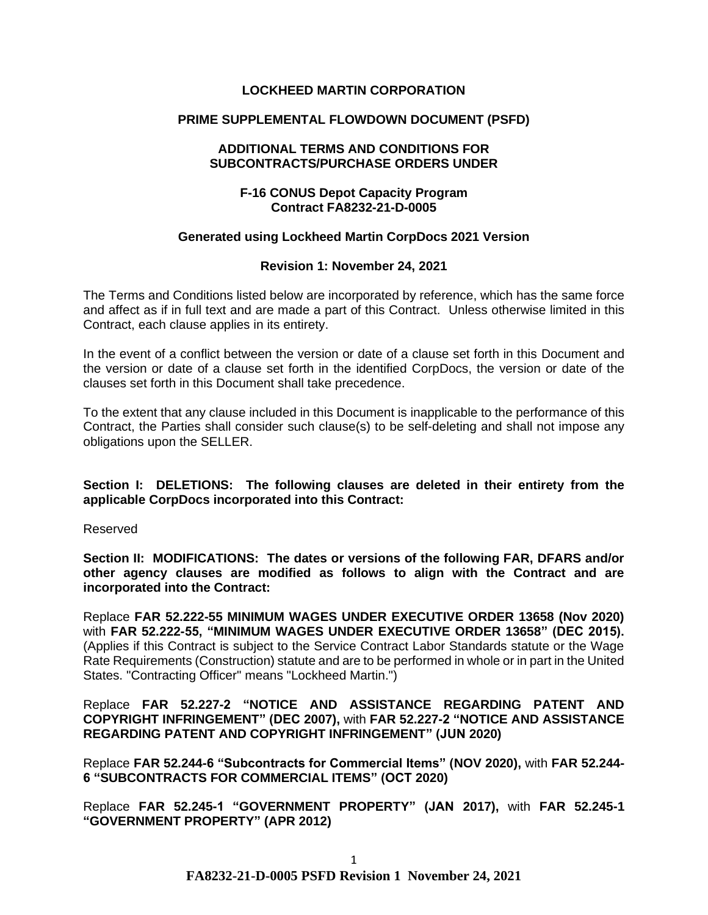**LOCKHEED MARTIN CORPORATION**

**PRIME SUPPLEMENTAL FLOWDOWN DOCUMENT (PSFD)**

**ADDITIONAL TERMS AND CONDITIONS FOR SUBCONTRACTS/PURCHASE ORDERS UNDER**

**F-16 CONUS Depot Capacity Program**
**Contract FA8232-21-D-0005**

**Generated using Lockheed Martin CorpDocs 2021 Version**

**Revision 1: November 24, 2021**

The Terms and Conditions listed below are incorporated by reference, which has the same force and affect as if in full text and are made a part of this Contract. Unless otherwise limited in this Contract, each clause applies in its entirety.

In the event of a conflict between the version or date of a clause set forth in this Document and the version or date of a clause set forth in the identified CorpDocs, the version or date of the clauses set forth in this Document shall take precedence.

To the extent that any clause included in this Document is inapplicable to the performance of this Contract, the Parties shall consider such clause(s) to be self-deleting and shall not impose any obligations upon the SELLER.

**Section I: DELETIONS: The following clauses are deleted in their entirety from the applicable CorpDocs incorporated into this Contract:**

Reserved

**Section II: MODIFICATIONS: The dates or versions of the following FAR, DFARS and/or other agency clauses are modified as follows to align with the Contract and are incorporated into the Contract:**

Replace **FAR 52.222-55 MINIMUM WAGES UNDER EXECUTIVE ORDER 13658 (Nov 2020)** with **FAR 52.222-55, "MINIMUM WAGES UNDER EXECUTIVE ORDER 13658" (DEC 2015).** (Applies if this Contract is subject to the Service Contract Labor Standards statute or the Wage Rate Requirements (Construction) statute and are to be performed in whole or in part in the United States. "Contracting Officer" means "Lockheed Martin.")

Replace **FAR 52.227-2 "NOTICE AND ASSISTANCE REGARDING PATENT AND COPYRIGHT INFRINGEMENT" (DEC 2007),** with **FAR 52.227-2 "NOTICE AND ASSISTANCE REGARDING PATENT AND COPYRIGHT INFRINGEMENT" (JUN 2020)**

Replace **FAR 52.244-6 "Subcontracts for Commercial Items" (NOV 2020),** with **FAR 52.244-6 "SUBCONTRACTS FOR COMMERCIAL ITEMS" (OCT 2020)**

Replace **FAR 52.245-1 "GOVERNMENT PROPERTY" (JAN 2017),** with **FAR 52.245-1 "GOVERNMENT PROPERTY" (APR 2012)**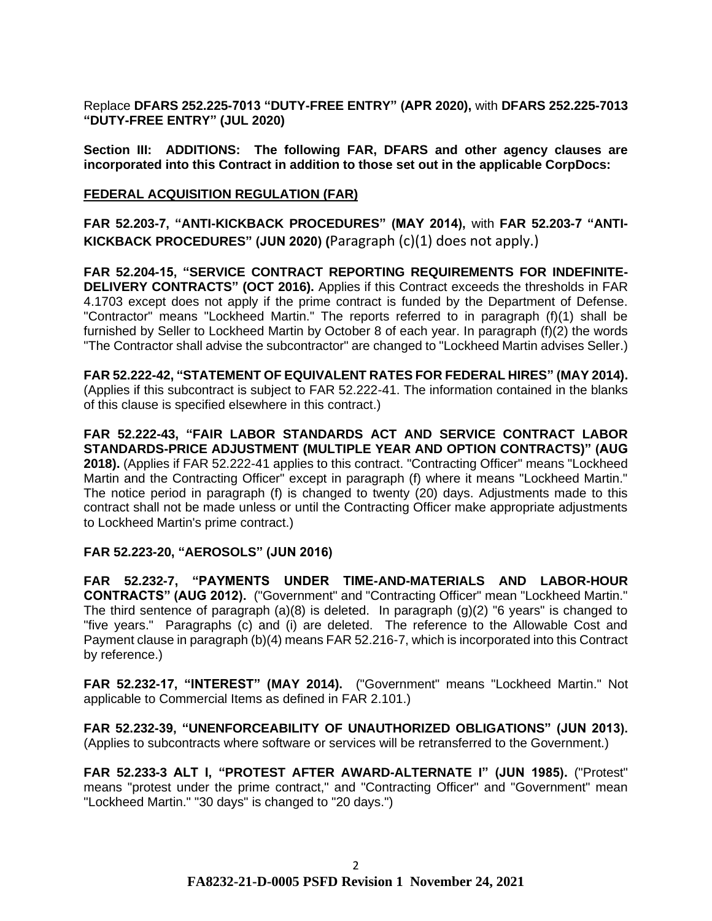Replace **DFARS 252.225-7013 "DUTY-FREE ENTRY" (APR 2020),** with **DFARS 252.225-7013 "DUTY-FREE ENTRY" (JUL 2020)**

**Section III: ADDITIONS: The following FAR, DFARS and other agency clauses are incorporated into this Contract in addition to those set out in the applicable CorpDocs:**

**FEDERAL ACQUISITION REGULATION (FAR)**

**FAR 52.203-7, "ANTI-KICKBACK PROCEDURES" (MAY 2014),** with **FAR 52.203-7 "ANTI-KICKBACK PROCEDURES" (JUN 2020) (**Paragraph (c)(1) does not apply.)

**FAR 52.204-15, "SERVICE CONTRACT REPORTING REQUIREMENTS FOR INDEFINITE-DELIVERY CONTRACTS" (OCT 2016).** Applies if this Contract exceeds the thresholds in FAR 4.1703 except does not apply if the prime contract is funded by the Department of Defense. "Contractor" means "Lockheed Martin." The reports referred to in paragraph (f)(1) shall be furnished by Seller to Lockheed Martin by October 8 of each year. In paragraph (f)(2) the words "The Contractor shall advise the subcontractor" are changed to "Lockheed Martin advises Seller.)

**FAR 52.222-42, "STATEMENT OF EQUIVALENT RATES FOR FEDERAL HIRES" (MAY 2014).** (Applies if this subcontract is subject to FAR 52.222-41. The information contained in the blanks of this clause is specified elsewhere in this contract.)

**FAR 52.222-43, "FAIR LABOR STANDARDS ACT AND SERVICE CONTRACT LABOR STANDARDS-PRICE ADJUSTMENT (MULTIPLE YEAR AND OPTION CONTRACTS)" (AUG 2018).** (Applies if FAR 52.222-41 applies to this contract. "Contracting Officer" means "Lockheed Martin and the Contracting Officer" except in paragraph (f) where it means "Lockheed Martin." The notice period in paragraph (f) is changed to twenty (20) days. Adjustments made to this contract shall not be made unless or until the Contracting Officer make appropriate adjustments to Lockheed Martin's prime contract.)

**FAR 52.223-20, "AEROSOLS" (JUN 2016)**

**FAR 52.232-7, "PAYMENTS UNDER TIME-AND-MATERIALS AND LABOR-HOUR CONTRACTS" (AUG 2012).** ("Government" and "Contracting Officer" mean "Lockheed Martin." The third sentence of paragraph (a)(8) is deleted. In paragraph (g)(2) "6 years" is changed to "five years." Paragraphs (c) and (i) are deleted. The reference to the Allowable Cost and Payment clause in paragraph (b)(4) means FAR 52.216-7, which is incorporated into this Contract by reference.)

**FAR 52.232-17, "INTEREST" (MAY 2014).** ("Government" means "Lockheed Martin." Not applicable to Commercial Items as defined in FAR 2.101.)

**FAR 52.232-39, "UNENFORCEABILITY OF UNAUTHORIZED OBLIGATIONS" (JUN 2013).** (Applies to subcontracts where software or services will be retransferred to the Government.)

**FAR 52.233-3 ALT I, "PROTEST AFTER AWARD-ALTERNATE I" (JUN 1985).** ("Protest" means "protest under the prime contract," and "Contracting Officer" and "Government" mean "Lockheed Martin." "30 days" is changed to "20 days.")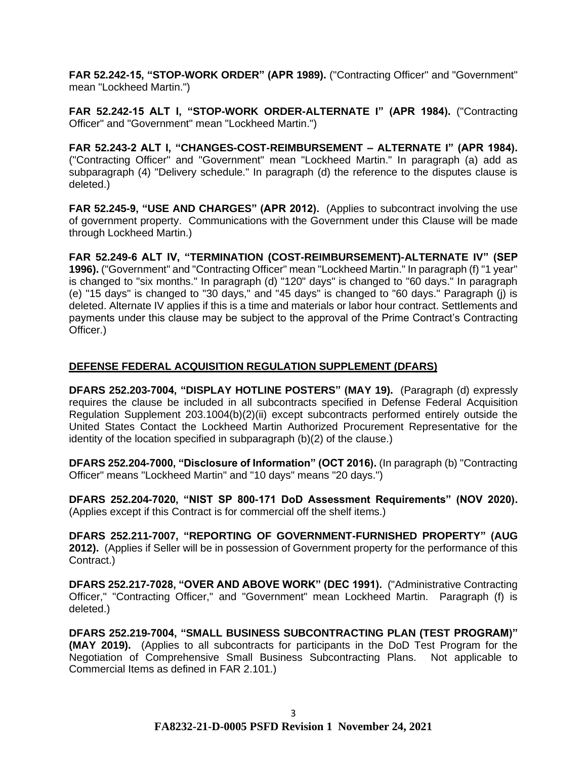**FAR 52.242-15, "STOP-WORK ORDER" (APR 1989).** ("Contracting Officer" and "Government" mean "Lockheed Martin.")

**FAR 52.242-15 ALT I, "STOP-WORK ORDER-ALTERNATE I" (APR 1984).** ("Contracting Officer" and "Government" mean "Lockheed Martin.")

**FAR 52.243-2 ALT I, "CHANGES-COST-REIMBURSEMENT – ALTERNATE I" (APR 1984).** ("Contracting Officer" and "Government" mean "Lockheed Martin." In paragraph (a) add as subparagraph (4) "Delivery schedule." In paragraph (d) the reference to the disputes clause is deleted.)

**FAR 52.245-9, "USE AND CHARGES" (APR 2012).** (Applies to subcontract involving the use of government property. Communications with the Government under this Clause will be made through Lockheed Martin.)

**FAR 52.249-6 ALT IV, "TERMINATION (COST-REIMBURSEMENT)-ALTERNATE IV" (SEP 1996).** ("Government" and "Contracting Officer" mean "Lockheed Martin." In paragraph (f) "1 year" is changed to "six months." In paragraph (d) "120" days" is changed to "60 days." In paragraph (e) "15 days" is changed to "30 days," and "45 days" is changed to "60 days." Paragraph (j) is deleted. Alternate IV applies if this is a time and materials or labor hour contract. Settlements and payments under this clause may be subject to the approval of the Prime Contract's Contracting Officer.)

## DEFENSE FEDERAL ACQUISITION REGULATION SUPPLEMENT (DFARS)

**DFARS 252.203-7004, "DISPLAY HOTLINE POSTERS" (MAY 19).** (Paragraph (d) expressly requires the clause be included in all subcontracts specified in Defense Federal Acquisition Regulation Supplement 203.1004(b)(2)(ii) except subcontracts performed entirely outside the United States Contact the Lockheed Martin Authorized Procurement Representative for the identity of the location specified in subparagraph (b)(2) of the clause.)

**DFARS 252.204-7000, "Disclosure of Information" (OCT 2016).** (In paragraph (b) "Contracting Officer" means "Lockheed Martin" and "10 days" means "20 days.")

**DFARS 252.204-7020, "NIST SP 800-171 DoD Assessment Requirements" (NOV 2020).** (Applies except if this Contract is for commercial off the shelf items.)

**DFARS 252.211-7007, "REPORTING OF GOVERNMENT-FURNISHED PROPERTY" (AUG 2012).** (Applies if Seller will be in possession of Government property for the performance of this Contract.)

**DFARS 252.217-7028, "OVER AND ABOVE WORK" (DEC 1991).** ("Administrative Contracting Officer," "Contracting Officer," and "Government" mean Lockheed Martin. Paragraph (f) is deleted.)

**DFARS 252.219-7004, "SMALL BUSINESS SUBCONTRACTING PLAN (TEST PROGRAM)" (MAY 2019).** (Applies to all subcontracts for participants in the DoD Test Program for the Negotiation of Comprehensive Small Business Subcontracting Plans. Not applicable to Commercial Items as defined in FAR 2.101.)

**FA8232-21-D-0005 PSFD Revision 1 November 24, 2021**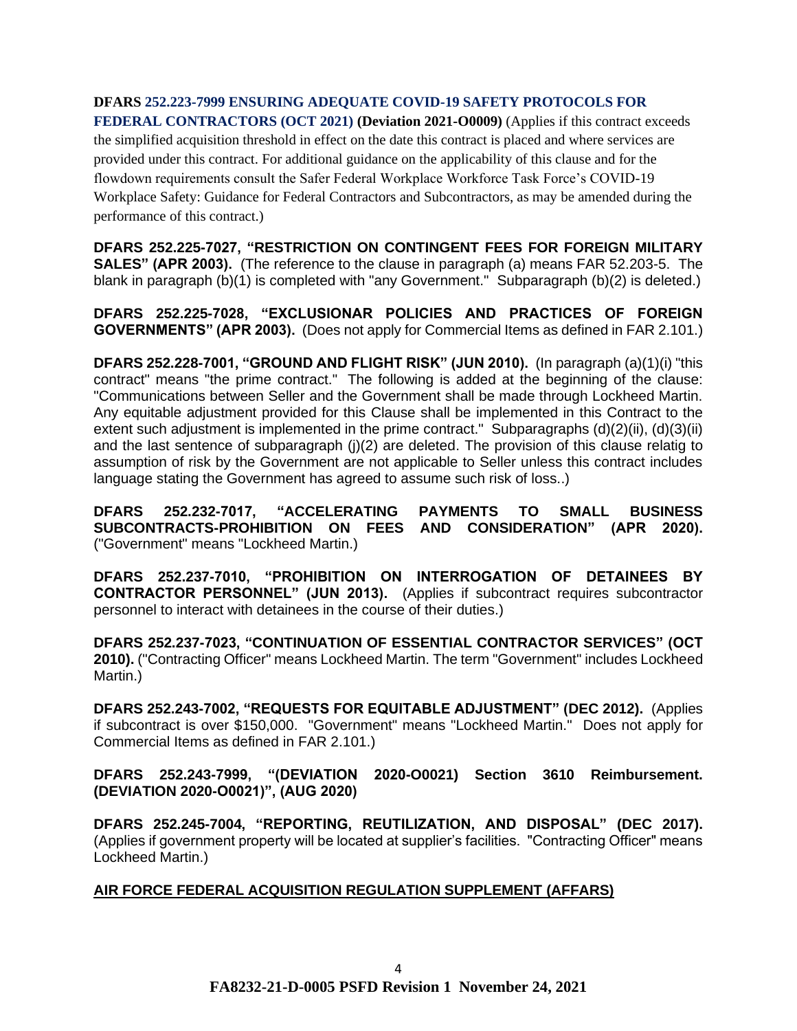**DFARS 252.223-7999 ENSURING ADEQUATE COVID-19 SAFETY PROTOCOLS FOR FEDERAL CONTRACTORS (OCT 2021) (Deviation 2021-O0009)** (Applies if this contract exceeds the simplified acquisition threshold in effect on the date this contract is placed and where services are provided under this contract. For additional guidance on the applicability of this clause and for the flowdown requirements consult the Safer Federal Workplace Workforce Task Force's COVID-19 Workplace Safety: Guidance for Federal Contractors and Subcontractors, as may be amended during the performance of this contract.)

**DFARS 252.225-7027, "RESTRICTION ON CONTINGENT FEES FOR FOREIGN MILITARY SALES" (APR 2003).** (The reference to the clause in paragraph (a) means FAR 52.203-5. The blank in paragraph (b)(1) is completed with "any Government." Subparagraph (b)(2) is deleted.)

**DFARS 252.225-7028, "EXCLUSIONAR POLICIES AND PRACTICES OF FOREIGN GOVERNMENTS" (APR 2003).** (Does not apply for Commercial Items as defined in FAR 2.101.)

**DFARS 252.228-7001, "GROUND AND FLIGHT RISK" (JUN 2010).** (In paragraph (a)(1)(i) "this contract" means "the prime contract." The following is added at the beginning of the clause: "Communications between Seller and the Government shall be made through Lockheed Martin. Any equitable adjustment provided for this Clause shall be implemented in this Contract to the extent such adjustment is implemented in the prime contract." Subparagraphs (d)(2)(ii), (d)(3)(ii) and the last sentence of subparagraph (j)(2) are deleted. The provision of this clause relatig to assumption of risk by the Government are not applicable to Seller unless this contract includes language stating the Government has agreed to assume such risk of loss..)

**DFARS 252.232-7017, "ACCELERATING PAYMENTS TO SMALL BUSINESS SUBCONTRACTS-PROHIBITION ON FEES AND CONSIDERATION" (APR 2020).** ("Government" means "Lockheed Martin.)

**DFARS 252.237-7010, "PROHIBITION ON INTERROGATION OF DETAINEES BY CONTRACTOR PERSONNEL" (JUN 2013).** (Applies if subcontract requires subcontractor personnel to interact with detainees in the course of their duties.)

**DFARS 252.237-7023, "CONTINUATION OF ESSENTIAL CONTRACTOR SERVICES" (OCT 2010).** ("Contracting Officer" means Lockheed Martin. The term "Government" includes Lockheed Martin.)

**DFARS 252.243-7002, "REQUESTS FOR EQUITABLE ADJUSTMENT" (DEC 2012).** (Applies if subcontract is over $150,000. "Government" means "Lockheed Martin." Does not apply for Commercial Items as defined in FAR 2.101.)

**DFARS 252.243-7999, "(DEVIATION 2020-O0021) Section 3610 Reimbursement. (DEVIATION 2020-O0021)", (AUG 2020)**

**DFARS 252.245-7004, "REPORTING, REUTILIZATION, AND DISPOSAL" (DEC 2017).** (Applies if government property will be located at supplier's facilities. "Contracting Officer" means Lockheed Martin.)

## AIR FORCE FEDERAL ACQUISITION REGULATION SUPPLEMENT (AFFARS)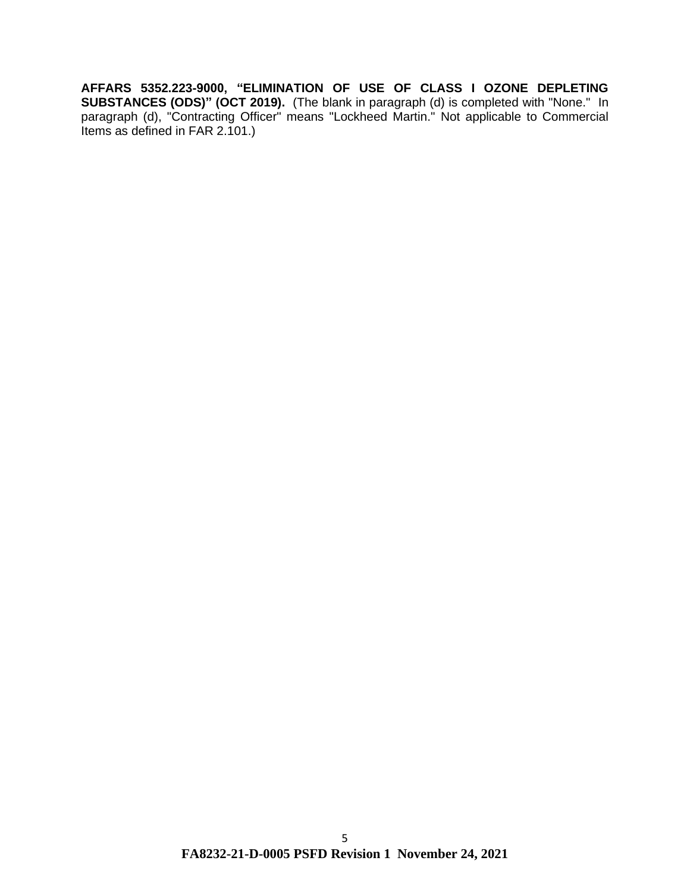**AFFARS 5352.223-9000, "ELIMINATION OF USE OF CLASS I OZONE DEPLETING SUBSTANCES (ODS)" (OCT 2019).** (The blank in paragraph (d) is completed with "None." In paragraph (d), "Contracting Officer" means "Lockheed Martin." Not applicable to Commercial Items as defined in FAR 2.101.)